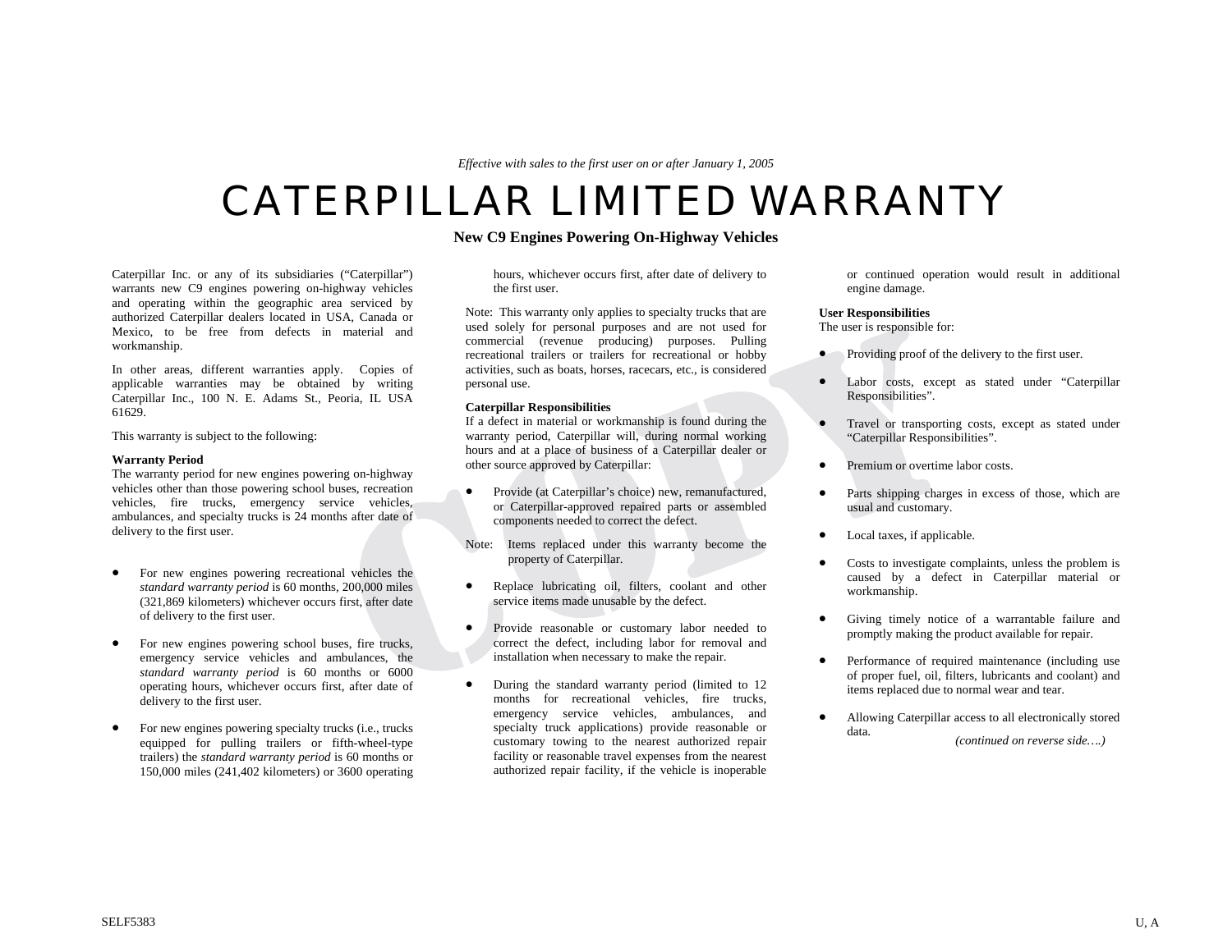*Effective with sales to the first user on or after January 1, 2005*

# CATERPILLAR LIMITED WARRANTY

## New C9 Engines Powering On-Highway Vehicles

Caterpillar Inc. or any of its subsidiaries (“Caterpillar”) warrants new C9 engines powering on-highway vehicles and operating within the geographic area serviced by authorized Caterpillar dealers located in USA, Canada or Mexico, to be free from defects in material and workmanship.

In other areas, different warranties apply. Copies of applicable warranties may be obtained by writing Caterpillar Inc., 100 N. E. Adams St., Peoria, IL USA 61629.

This warranty is subject to the following:

**Warranty Period**
The warranty period for new engines powering on-highway vehicles other than those powering school buses, recreation vehicles, fire trucks, emergency service vehicles, ambulances, and specialty trucks is 24 months after date of delivery to the first user.

- For new engines powering recreational vehicles the *standard warranty period* is 60 months, 200,000 miles (321,869 kilometers) whichever occurs first, after date of delivery to the first user.
- For new engines powering school buses, fire trucks, emergency service vehicles and ambulances, the *standard warranty period* is 60 months or 6000 operating hours, whichever occurs first, after date of delivery to the first user.
- For new engines powering specialty trucks (i.e., trucks equipped for pulling trailers or fifth-wheel-type trailers) the *standard warranty period* is 60 months or 150,000 miles (241,402 kilometers) or 3600 operating hours, whichever occurs first, after date of delivery to the first user.

Note: This warranty only applies to specialty trucks that are used solely for personal purposes and are not used for commercial (revenue producing) purposes. Pulling recreational trailers or trailers for recreational or hobby activities, such as boats, horses, racecars, etc., is considered personal use.

**Caterpillar Responsibilities**
If a defect in material or workmanship is found during the warranty period, Caterpillar will, during normal working hours and at a place of business of a Caterpillar dealer or other source approved by Caterpillar:

- Provide (at Caterpillar’s choice) new, remanufactured, or Caterpillar-approved repaired parts or assembled components needed to correct the defect.

Note: Items replaced under this warranty become the property of Caterpillar.

- Replace lubricating oil, filters, coolant and other service items made unusable by the defect.
- Provide reasonable or customary labor needed to correct the defect, including labor for removal and installation when necessary to make the repair.
- During the standard warranty period (limited to 12 months for recreational vehicles, fire trucks, emergency service vehicles, ambulances, and specialty truck applications) provide reasonable or customary towing to the nearest authorized repair facility or reasonable travel expenses from the nearest authorized repair facility, if the vehicle is inoperable or continued operation would result in additional engine damage.

**User Responsibilities**
The user is responsible for:

- Providing proof of the delivery to the first user.
- Labor costs, except as stated under “Caterpillar Responsibilities”.
- Travel or transporting costs, except as stated under “Caterpillar Responsibilities”.
- Premium or overtime labor costs.
- Parts shipping charges in excess of those, which are usual and customary.
- Local taxes, if applicable.
- Costs to investigate complaints, unless the problem is caused by a defect in Caterpillar material or workmanship.
- Giving timely notice of a warrantable failure and promptly making the product available for repair.
- Performance of required maintenance (including use of proper fuel, oil, filters, lubricants and coolant) and items replaced due to normal wear and tear.
- Allowing Caterpillar access to all electronically stored data.

*(continued on reverse side….)*

SELF5383 U, A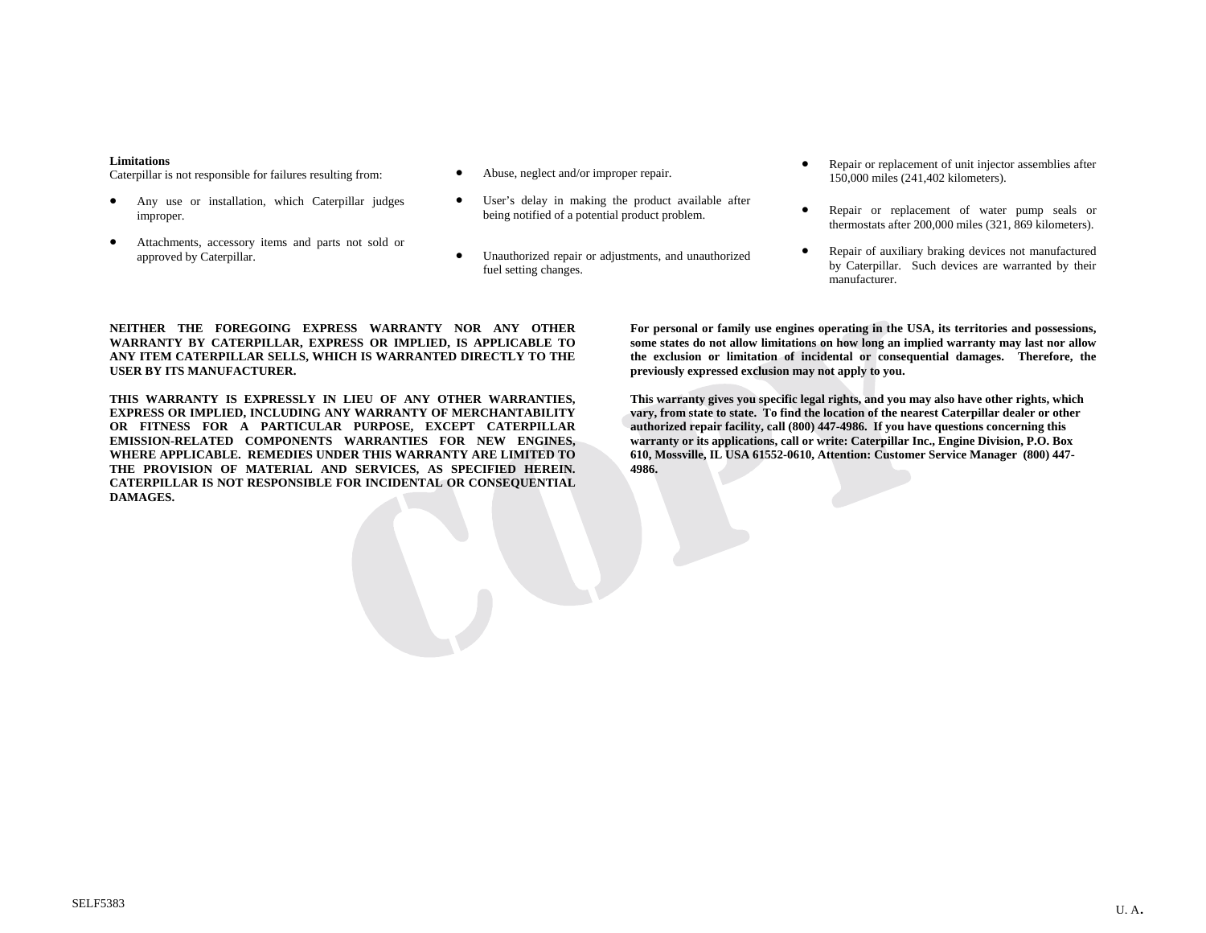**Limitations**

Caterpillar is not responsible for failures resulting from:

- Any use or installation, which Caterpillar judges improper.
- Attachments, accessory items and parts not sold or approved by Caterpillar.
- Abuse, neglect and/or improper repair.
- User's delay in making the product available after being notified of a potential product problem.
- Unauthorized repair or adjustments, and unauthorized fuel setting changes.
- Repair or replacement of unit injector assemblies after 150,000 miles (241,402 kilometers).
- Repair or replacement of water pump seals or thermostats after 200,000 miles (321, 869 kilometers).
- Repair of auxiliary braking devices not manufactured by Caterpillar. Such devices are warranted by their manufacturer.

**NEITHER THE FOREGOING EXPRESS WARRANTY NOR ANY OTHER WARRANTY BY CATERPILLAR, EXPRESS OR IMPLIED, IS APPLICABLE TO ANY ITEM CATERPILLAR SELLS, WHICH IS WARRANTED DIRECTLY TO THE USER BY ITS MANUFACTURER.**

**THIS WARRANTY IS EXPRESSLY IN LIEU OF ANY OTHER WARRANTIES, EXPRESS OR IMPLIED, INCLUDING ANY WARRANTY OF MERCHANTABILITY OR FITNESS FOR A PARTICULAR PURPOSE, EXCEPT CATERPILLAR EMISSION-RELATED COMPONENTS WARRANTIES FOR NEW ENGINES, WHERE APPLICABLE. REMEDIES UNDER THIS WARRANTY ARE LIMITED TO THE PROVISION OF MATERIAL AND SERVICES, AS SPECIFIED HEREIN. CATERPILLAR IS NOT RESPONSIBLE FOR INCIDENTAL OR CONSEQUENTIAL DAMAGES.**

**For personal or family use engines operating in the USA, its territories and possessions, some states do not allow limitations on how long an implied warranty may last nor allow the exclusion or limitation of incidental or consequential damages. Therefore, the previously expressed exclusion may not apply to you.**

**This warranty gives you specific legal rights, and you may also have other rights, which vary, from state to state. To find the location of the nearest Caterpillar dealer or other authorized repair facility, call (800) 447-4986. If you have questions concerning this warranty or its applications, call or write: Caterpillar Inc., Engine Division, P.O. Box 610, Mossville, IL USA 61552-0610, Attention: Customer Service Manager (800) 447-4986.**

SELF5383

U. A.